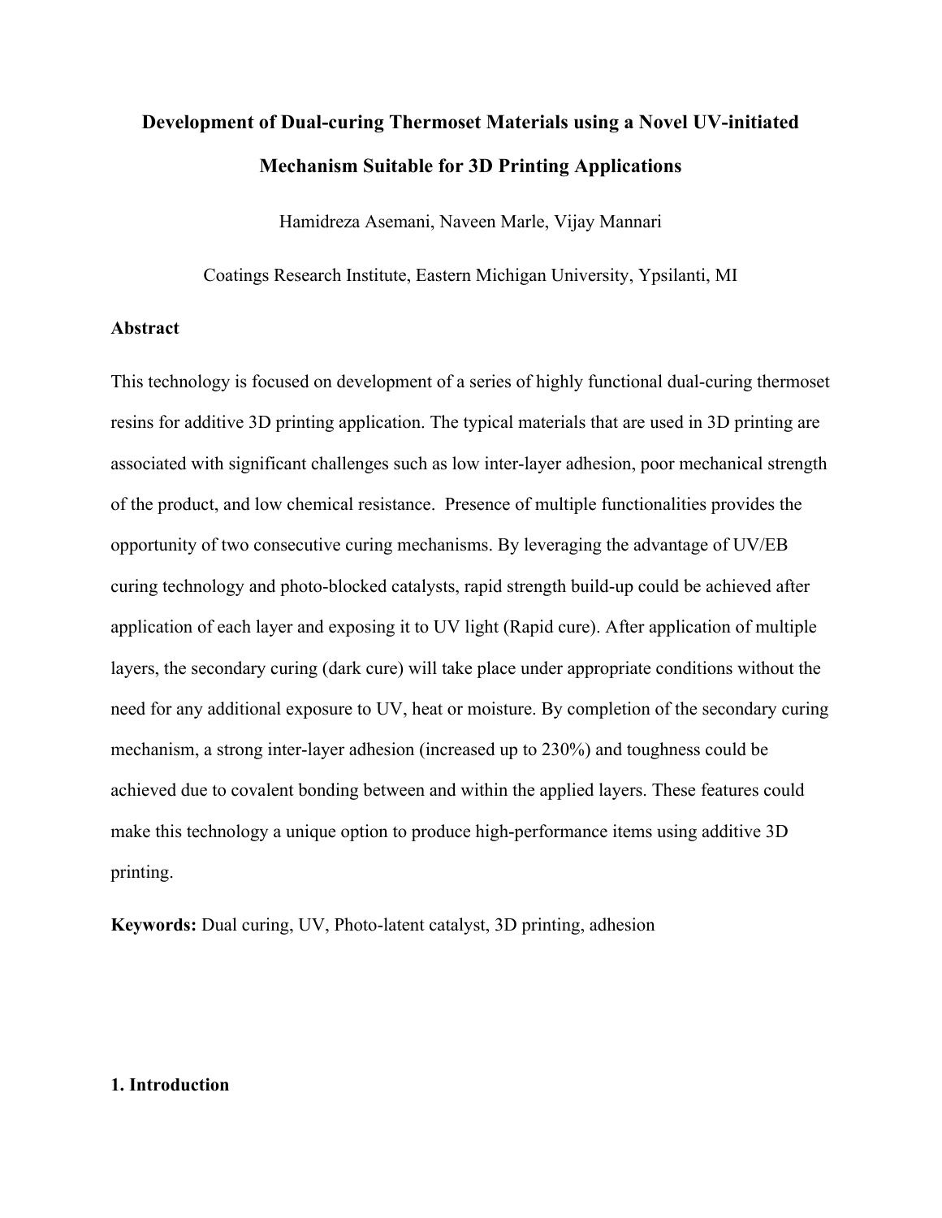# Development of Dual-curing Thermoset Materials using a Novel UV-initiated Mechanism Suitable for 3D Printing Applications

Hamidreza Asemani, Naveen Marle, Vijay Mannari

Coatings Research Institute, Eastern Michigan University, Ypsilanti, MI

## Abstract

This technology is focused on development of a series of highly functional dual-curing thermoset resins for additive 3D printing application. The typical materials that are used in 3D printing are associated with significant challenges such as low inter-layer adhesion, poor mechanical strength of the product, and low chemical resistance. Presence of multiple functionalities provides the opportunity of two consecutive curing mechanisms. By leveraging the advantage of UV/EB curing technology and photo-blocked catalysts, rapid strength build-up could be achieved after application of each layer and exposing it to UV light (Rapid cure). After application of multiple layers, the secondary curing (dark cure) will take place under appropriate conditions without the need for any additional exposure to UV, heat or moisture. By completion of the secondary curing mechanism, a strong inter-layer adhesion (increased up to 230%) and toughness could be achieved due to covalent bonding between and within the applied layers. These features could make this technology a unique option to produce high-performance items using additive 3D printing.

**Keywords:** Dual curing, UV, Photo-latent catalyst, 3D printing, adhesion

## 1. Introduction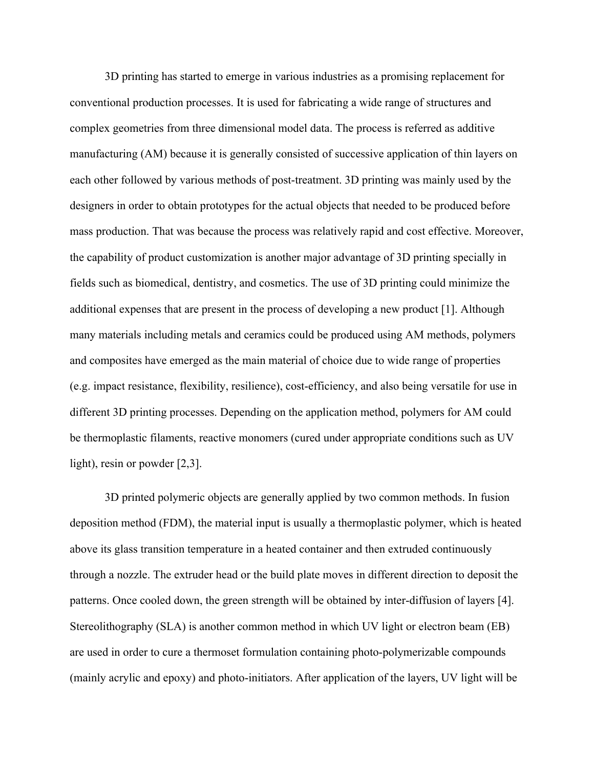3D printing has started to emerge in various industries as a promising replacement for conventional production processes. It is used for fabricating a wide range of structures and complex geometries from three dimensional model data. The process is referred as additive manufacturing (AM) because it is generally consisted of successive application of thin layers on each other followed by various methods of post-treatment. 3D printing was mainly used by the designers in order to obtain prototypes for the actual objects that needed to be produced before mass production. That was because the process was relatively rapid and cost effective. Moreover, the capability of product customization is another major advantage of 3D printing specially in fields such as biomedical, dentistry, and cosmetics. The use of 3D printing could minimize the additional expenses that are present in the process of developing a new product [1]. Although many materials including metals and ceramics could be produced using AM methods, polymers and composites have emerged as the main material of choice due to wide range of properties (e.g. impact resistance, flexibility, resilience), cost-efficiency, and also being versatile for use in different 3D printing processes. Depending on the application method, polymers for AM could be thermoplastic filaments, reactive monomers (cured under appropriate conditions such as UV light), resin or powder [2,3].

3D printed polymeric objects are generally applied by two common methods. In fusion deposition method (FDM), the material input is usually a thermoplastic polymer, which is heated above its glass transition temperature in a heated container and then extruded continuously through a nozzle. The extruder head or the build plate moves in different direction to deposit the patterns. Once cooled down, the green strength will be obtained by inter-diffusion of layers [4]. Stereolithography (SLA) is another common method in which UV light or electron beam (EB) are used in order to cure a thermoset formulation containing photo-polymerizable compounds (mainly acrylic and epoxy) and photo-initiators. After application of the layers, UV light will be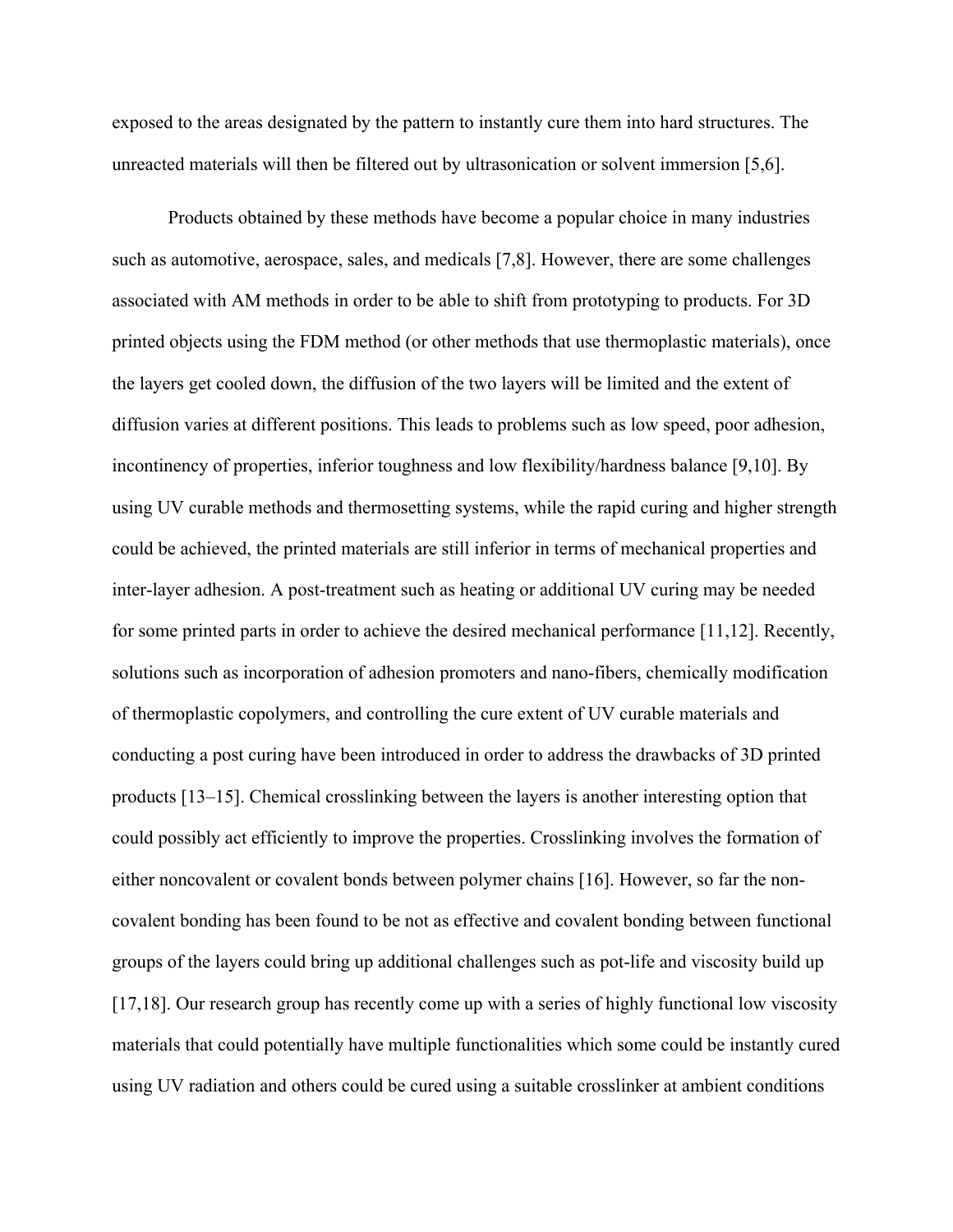exposed to the areas designated by the pattern to instantly cure them into hard structures. The unreacted materials will then be filtered out by ultrasonication or solvent immersion [5,6].

Products obtained by these methods have become a popular choice in many industries such as automotive, aerospace, sales, and medicals [7,8]. However, there are some challenges associated with AM methods in order to be able to shift from prototyping to products. For 3D printed objects using the FDM method (or other methods that use thermoplastic materials), once the layers get cooled down, the diffusion of the two layers will be limited and the extent of diffusion varies at different positions. This leads to problems such as low speed, poor adhesion, incontinency of properties, inferior toughness and low flexibility/hardness balance [9,10]. By using UV curable methods and thermosetting systems, while the rapid curing and higher strength could be achieved, the printed materials are still inferior in terms of mechanical properties and inter-layer adhesion. A post-treatment such as heating or additional UV curing may be needed for some printed parts in order to achieve the desired mechanical performance [11,12]. Recently, solutions such as incorporation of adhesion promoters and nano-fibers, chemically modification of thermoplastic copolymers, and controlling the cure extent of UV curable materials and conducting a post curing have been introduced in order to address the drawbacks of 3D printed products [13–15]. Chemical crosslinking between the layers is another interesting option that could possibly act efficiently to improve the properties. Crosslinking involves the formation of either noncovalent or covalent bonds between polymer chains [16]. However, so far the non-covalent bonding has been found to be not as effective and covalent bonding between functional groups of the layers could bring up additional challenges such as pot-life and viscosity build up [17,18]. Our research group has recently come up with a series of highly functional low viscosity materials that could potentially have multiple functionalities which some could be instantly cured using UV radiation and others could be cured using a suitable crosslinker at ambient conditions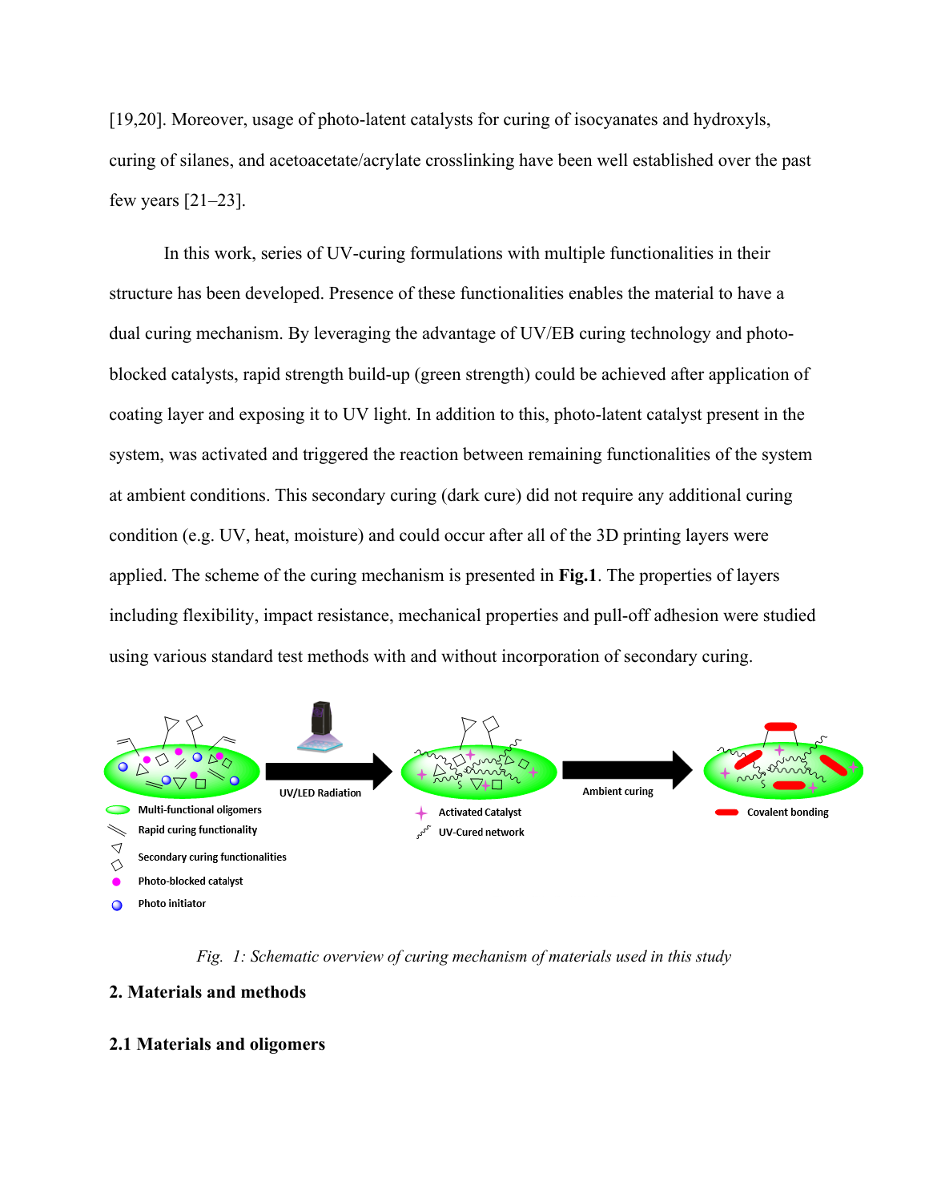[19,20]. Moreover, usage of photo-latent catalysts for curing of isocyanates and hydroxyls, curing of silanes, and acetoacetate/acrylate crosslinking have been well established over the past few years [21–23].

In this work, series of UV-curing formulations with multiple functionalities in their structure has been developed. Presence of these functionalities enables the material to have a dual curing mechanism. By leveraging the advantage of UV/EB curing technology and photo-blocked catalysts, rapid strength build-up (green strength) could be achieved after application of coating layer and exposing it to UV light. In addition to this, photo-latent catalyst present in the system, was activated and triggered the reaction between remaining functionalities of the system at ambient conditions. This secondary curing (dark cure) did not require any additional curing condition (e.g. UV, heat, moisture) and could occur after all of the 3D printing layers were applied. The scheme of the curing mechanism is presented in **Fig.1**. The properties of layers including flexibility, impact resistance, mechanical properties and pull-off adhesion were studied using various standard test methods with and without incorporation of secondary curing.

*Fig. 1: Schematic overview of curing mechanism of materials used in this study*

## 2. Materials and methods

### 2.1 Materials and oligomers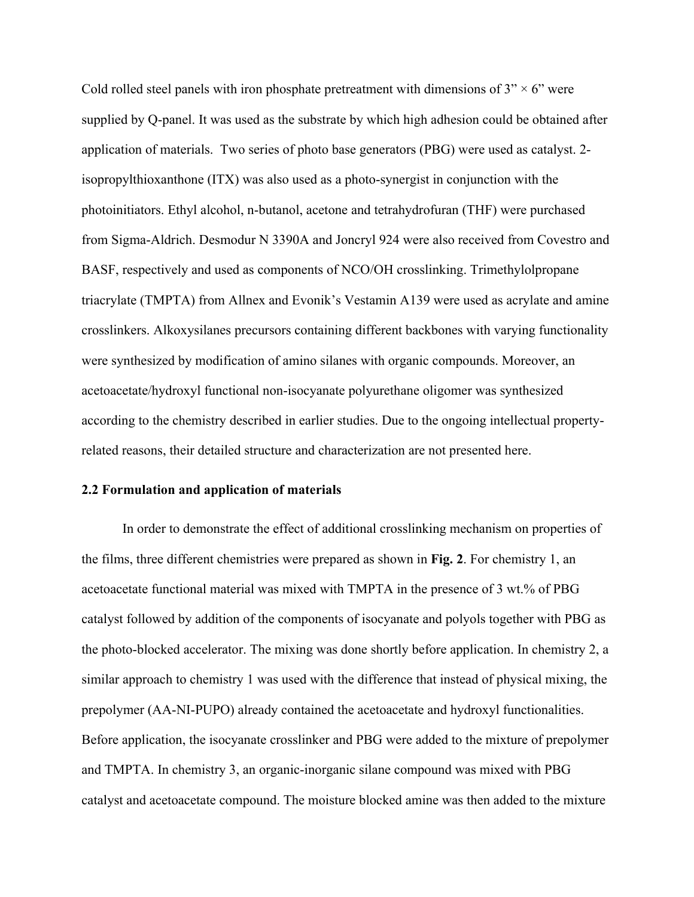Cold rolled steel panels with iron phosphate pretreatment with dimensions of 3" × 6" were supplied by Q-panel. It was used as the substrate by which high adhesion could be obtained after application of materials. Two series of photo base generators (PBG) were used as catalyst. 2-isopropylthioxanthone (ITX) was also used as a photo-synergist in conjunction with the photoinitiators. Ethyl alcohol, n-butanol, acetone and tetrahydrofuran (THF) were purchased from Sigma-Aldrich. Desmodur N 3390A and Joncryl 924 were also received from Covestro and BASF, respectively and used as components of NCO/OH crosslinking. Trimethylolpropane triacrylate (TMPTA) from Allnex and Evonik's Vestamin A139 were used as acrylate and amine crosslinkers. Alkoxysilanes precursors containing different backbones with varying functionality were synthesized by modification of amino silanes with organic compounds. Moreover, an acetoacetate/hydroxyl functional non-isocyanate polyurethane oligomer was synthesized according to the chemistry described in earlier studies. Due to the ongoing intellectual property-related reasons, their detailed structure and characterization are not presented here.

### 2.2 Formulation and application of materials

In order to demonstrate the effect of additional crosslinking mechanism on properties of the films, three different chemistries were prepared as shown in **Fig. 2**. For chemistry 1, an acetoacetate functional material was mixed with TMPTA in the presence of 3 wt.% of PBG catalyst followed by addition of the components of isocyanate and polyols together with PBG as the photo-blocked accelerator. The mixing was done shortly before application. In chemistry 2, a similar approach to chemistry 1 was used with the difference that instead of physical mixing, the prepolymer (AA-NI-PUPO) already contained the acetoacetate and hydroxyl functionalities. Before application, the isocyanate crosslinker and PBG were added to the mixture of prepolymer and TMPTA. In chemistry 3, an organic-inorganic silane compound was mixed with PBG catalyst and acetoacetate compound. The moisture blocked amine was then added to the mixture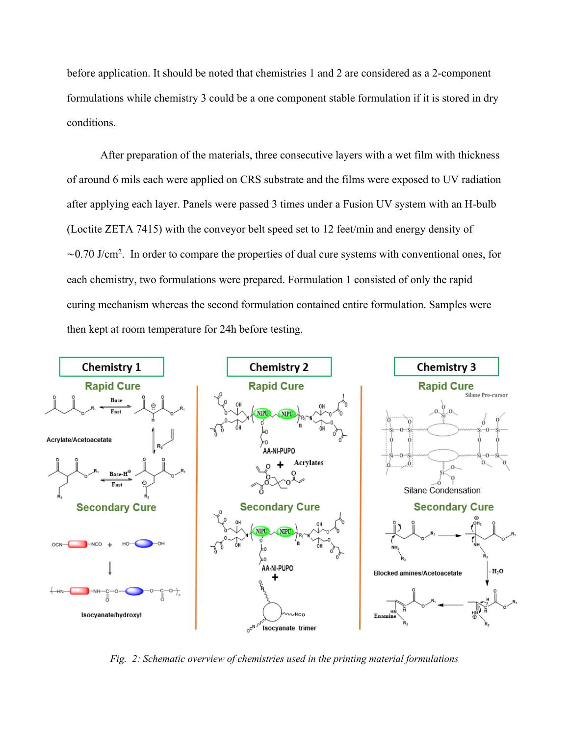before application. It should be noted that chemistries 1 and 2 are considered as a 2-component formulations while chemistry 3 could be a one component stable formulation if it is stored in dry conditions.

After preparation of the materials, three consecutive layers with a wet film with thickness of around 6 mils each were applied on CRS substrate and the films were exposed to UV radiation after applying each layer. Panels were passed 3 times under a Fusion UV system with an H-bulb (Loctite ZETA 7415) with the conveyor belt speed set to 12 feet/min and energy density of ~0.70 J/cm$^2$. In order to compare the properties of dual cure systems with conventional ones, for each chemistry, two formulations were prepared. Formulation 1 consisted of only the rapid curing mechanism whereas the second formulation contained entire formulation. Samples were then kept at room temperature for 24h before testing.

*Fig. 2: Schematic overview of chemistries used in the printing material formulations*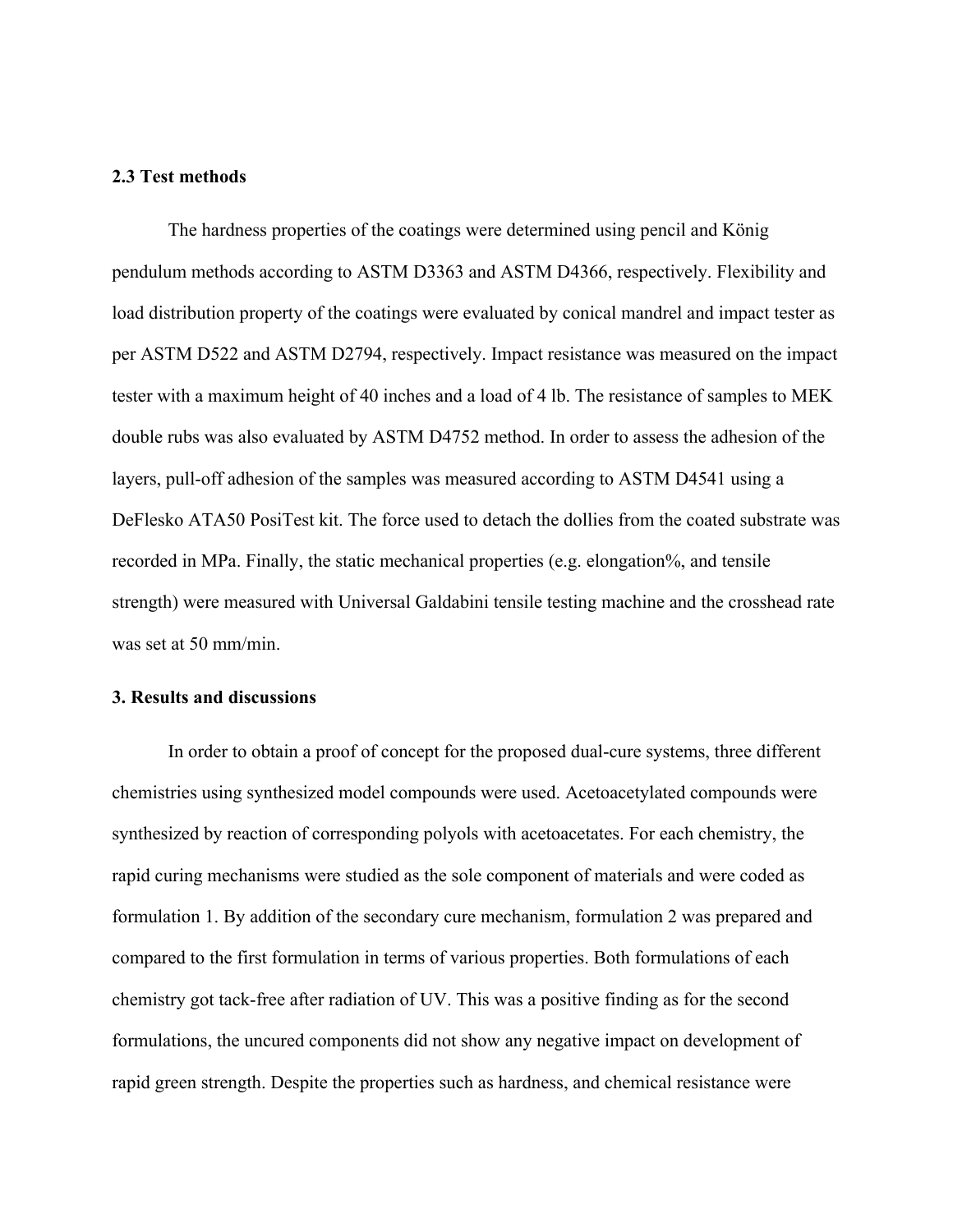### 2.3 Test methods

The hardness properties of the coatings were determined using pencil and König pendulum methods according to ASTM D3363 and ASTM D4366, respectively. Flexibility and load distribution property of the coatings were evaluated by conical mandrel and impact tester as per ASTM D522 and ASTM D2794, respectively. Impact resistance was measured on the impact tester with a maximum height of 40 inches and a load of 4 lb. The resistance of samples to MEK double rubs was also evaluated by ASTM D4752 method. In order to assess the adhesion of the layers, pull-off adhesion of the samples was measured according to ASTM D4541 using a DeFlesko ATA50 PosiTest kit. The force used to detach the dollies from the coated substrate was recorded in MPa. Finally, the static mechanical properties (e.g. elongation%, and tensile strength) were measured with Universal Galdabini tensile testing machine and the crosshead rate was set at 50 mm/min.

## 3. Results and discussions

In order to obtain a proof of concept for the proposed dual-cure systems, three different chemistries using synthesized model compounds were used. Acetoacetylated compounds were synthesized by reaction of corresponding polyols with acetoacetates. For each chemistry, the rapid curing mechanisms were studied as the sole component of materials and were coded as formulation 1. By addition of the secondary cure mechanism, formulation 2 was prepared and compared to the first formulation in terms of various properties. Both formulations of each chemistry got tack-free after radiation of UV. This was a positive finding as for the second formulations, the uncured components did not show any negative impact on development of rapid green strength. Despite the properties such as hardness, and chemical resistance were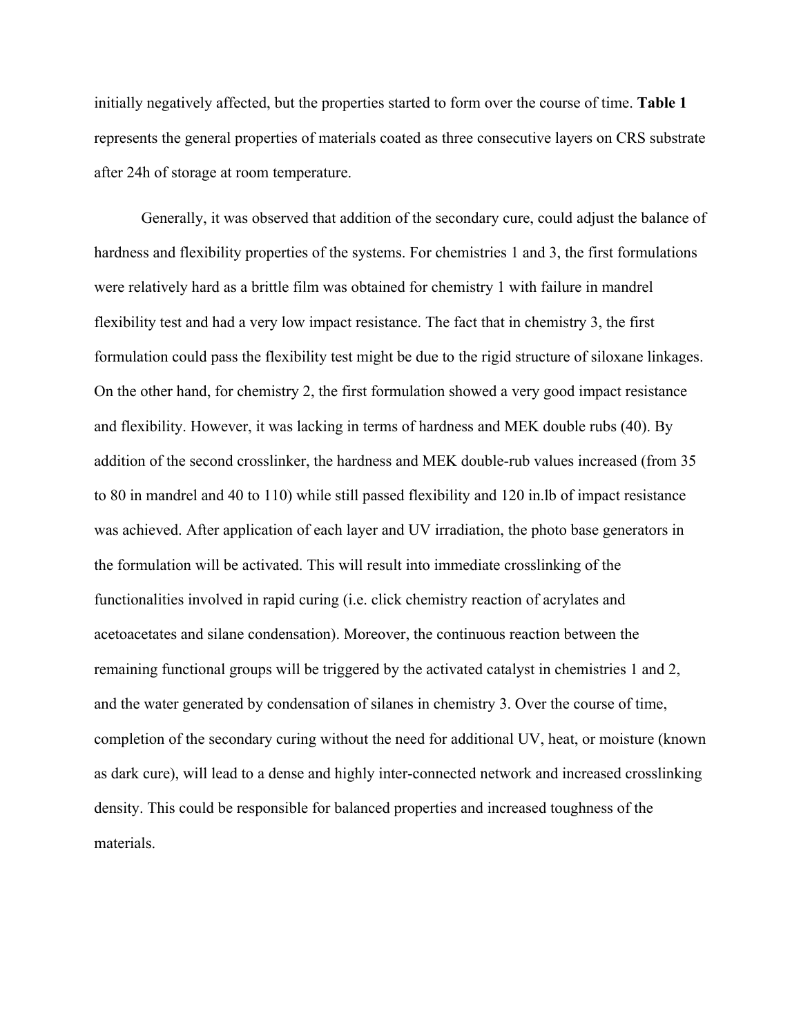initially negatively affected, but the properties started to form over the course of time. **Table 1** represents the general properties of materials coated as three consecutive layers on CRS substrate after 24h of storage at room temperature.

Generally, it was observed that addition of the secondary cure, could adjust the balance of hardness and flexibility properties of the systems. For chemistries 1 and 3, the first formulations were relatively hard as a brittle film was obtained for chemistry 1 with failure in mandrel flexibility test and had a very low impact resistance. The fact that in chemistry 3, the first formulation could pass the flexibility test might be due to the rigid structure of siloxane linkages. On the other hand, for chemistry 2, the first formulation showed a very good impact resistance and flexibility. However, it was lacking in terms of hardness and MEK double rubs (40). By addition of the second crosslinker, the hardness and MEK double-rub values increased (from 35 to 80 in mandrel and 40 to 110) while still passed flexibility and 120 in.lb of impact resistance was achieved. After application of each layer and UV irradiation, the photo base generators in the formulation will be activated. This will result into immediate crosslinking of the functionalities involved in rapid curing (i.e. click chemistry reaction of acrylates and acetoacetates and silane condensation). Moreover, the continuous reaction between the remaining functional groups will be triggered by the activated catalyst in chemistries 1 and 2, and the water generated by condensation of silanes in chemistry 3. Over the course of time, completion of the secondary curing without the need for additional UV, heat, or moisture (known as dark cure), will lead to a dense and highly inter-connected network and increased crosslinking density. This could be responsible for balanced properties and increased toughness of the materials.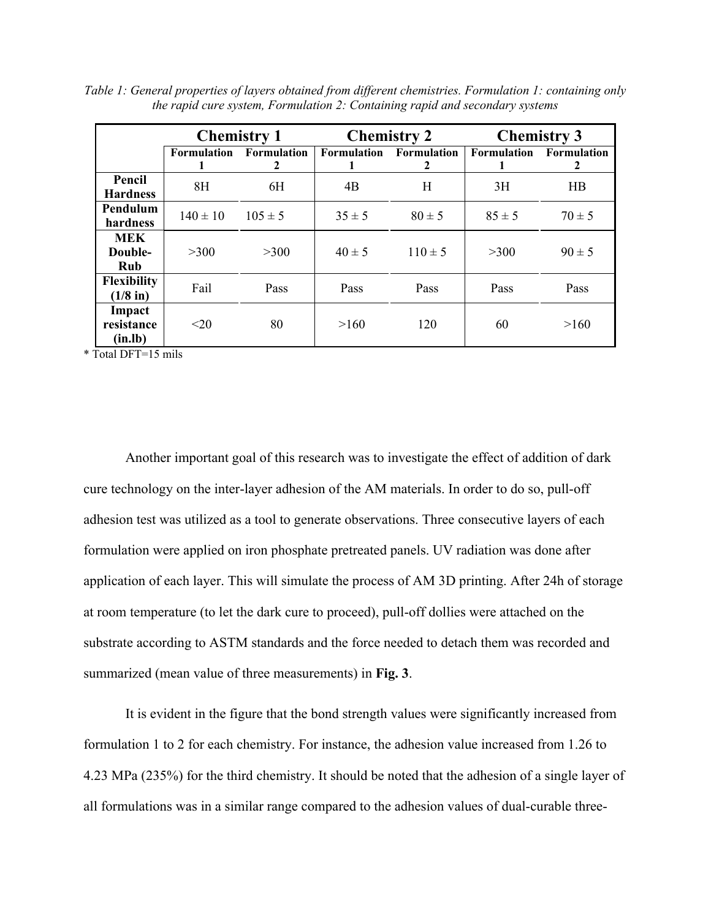*Table 1: General properties of layers obtained from different chemistries. Formulation 1: containing only the rapid cure system, Formulation 2: Containing rapid and secondary systems*

| | Chemistry 1 | | Chemistry 2 | | Chemistry 3 | |
|---|---|---|---|---|---|---|
| | Formulation 1 | Formulation 2 | Formulation 1 | Formulation 2 | Formulation 1 | Formulation 2 |
| **Pencil Hardness** | 8H | 6H | 4B | H | 3H | HB |
| **Pendulum hardness** | 140 ± 10 | 105 ± 5 | 35 ± 5 | 80 ± 5 | 85 ± 5 | 70 ± 5 |
| **MEK Double-Rub** | >300 | >300 | 40 ± 5 | 110 ± 5 | >300 | 90 ± 5 |
| **Flexibility (1/8 in)** | Fail | Pass | Pass | Pass | Pass | Pass |
| **Impact resistance (in.lb)** | <20 | 80 | >160 | 120 | 60 | >160 |

* Total DFT=15 mils

Another important goal of this research was to investigate the effect of addition of dark cure technology on the inter-layer adhesion of the AM materials. In order to do so, pull-off adhesion test was utilized as a tool to generate observations. Three consecutive layers of each formulation were applied on iron phosphate pretreated panels. UV radiation was done after application of each layer. This will simulate the process of AM 3D printing. After 24h of storage at room temperature (to let the dark cure to proceed), pull-off dollies were attached on the substrate according to ASTM standards and the force needed to detach them was recorded and summarized (mean value of three measurements) in **Fig. 3**.

It is evident in the figure that the bond strength values were significantly increased from formulation 1 to 2 for each chemistry. For instance, the adhesion value increased from 1.26 to 4.23 MPa (235%) for the third chemistry. It should be noted that the adhesion of a single layer of all formulations was in a similar range compared to the adhesion values of dual-curable three-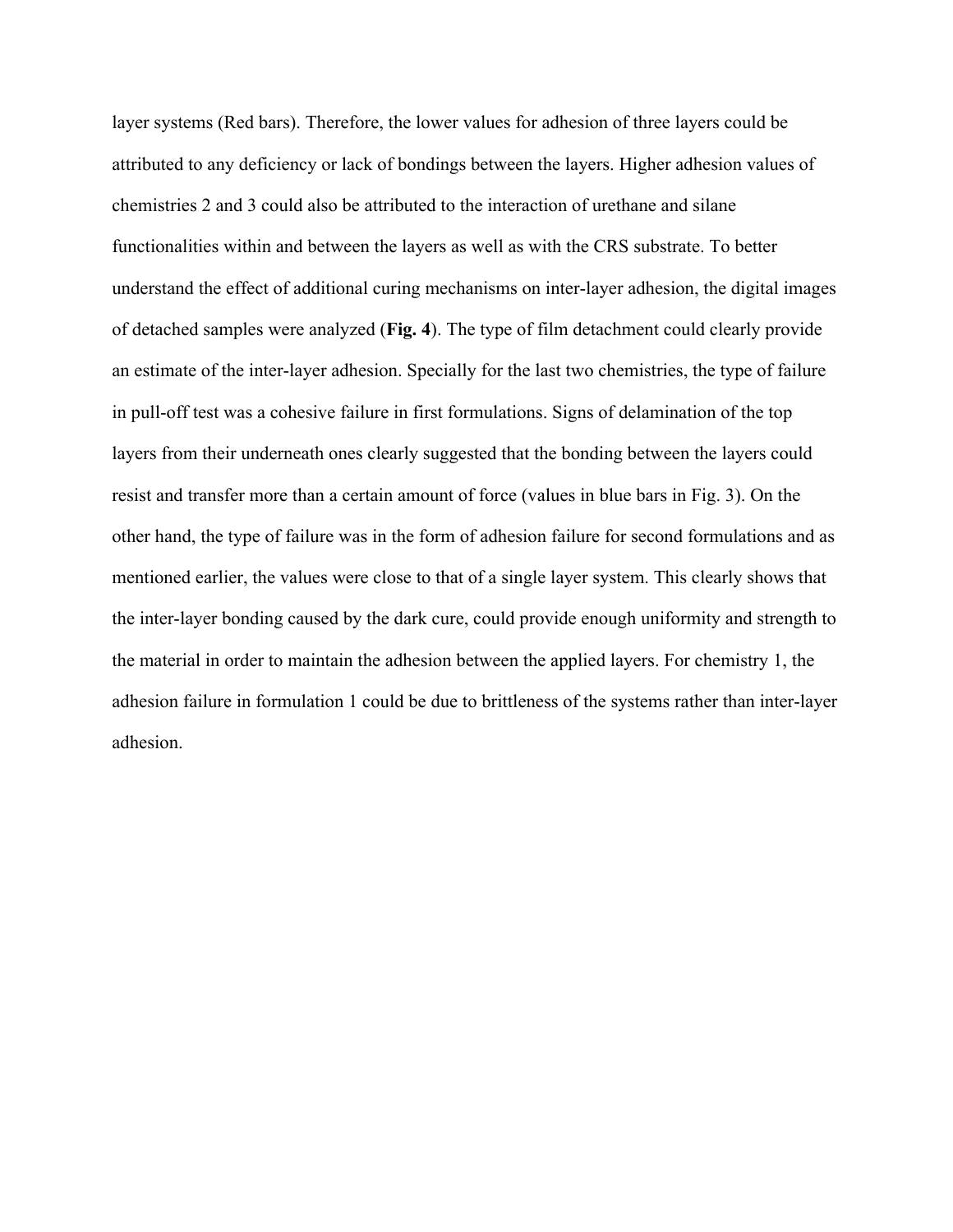layer systems (Red bars). Therefore, the lower values for adhesion of three layers could be attributed to any deficiency or lack of bondings between the layers. Higher adhesion values of chemistries 2 and 3 could also be attributed to the interaction of urethane and silane functionalities within and between the layers as well as with the CRS substrate. To better understand the effect of additional curing mechanisms on inter-layer adhesion, the digital images of detached samples were analyzed (**Fig. 4**). The type of film detachment could clearly provide an estimate of the inter-layer adhesion. Specially for the last two chemistries, the type of failure in pull-off test was a cohesive failure in first formulations. Signs of delamination of the top layers from their underneath ones clearly suggested that the bonding between the layers could resist and transfer more than a certain amount of force (values in blue bars in Fig. 3). On the other hand, the type of failure was in the form of adhesion failure for second formulations and as mentioned earlier, the values were close to that of a single layer system. This clearly shows that the inter-layer bonding caused by the dark cure, could provide enough uniformity and strength to the material in order to maintain the adhesion between the applied layers. For chemistry 1, the adhesion failure in formulation 1 could be due to brittleness of the systems rather than inter-layer adhesion.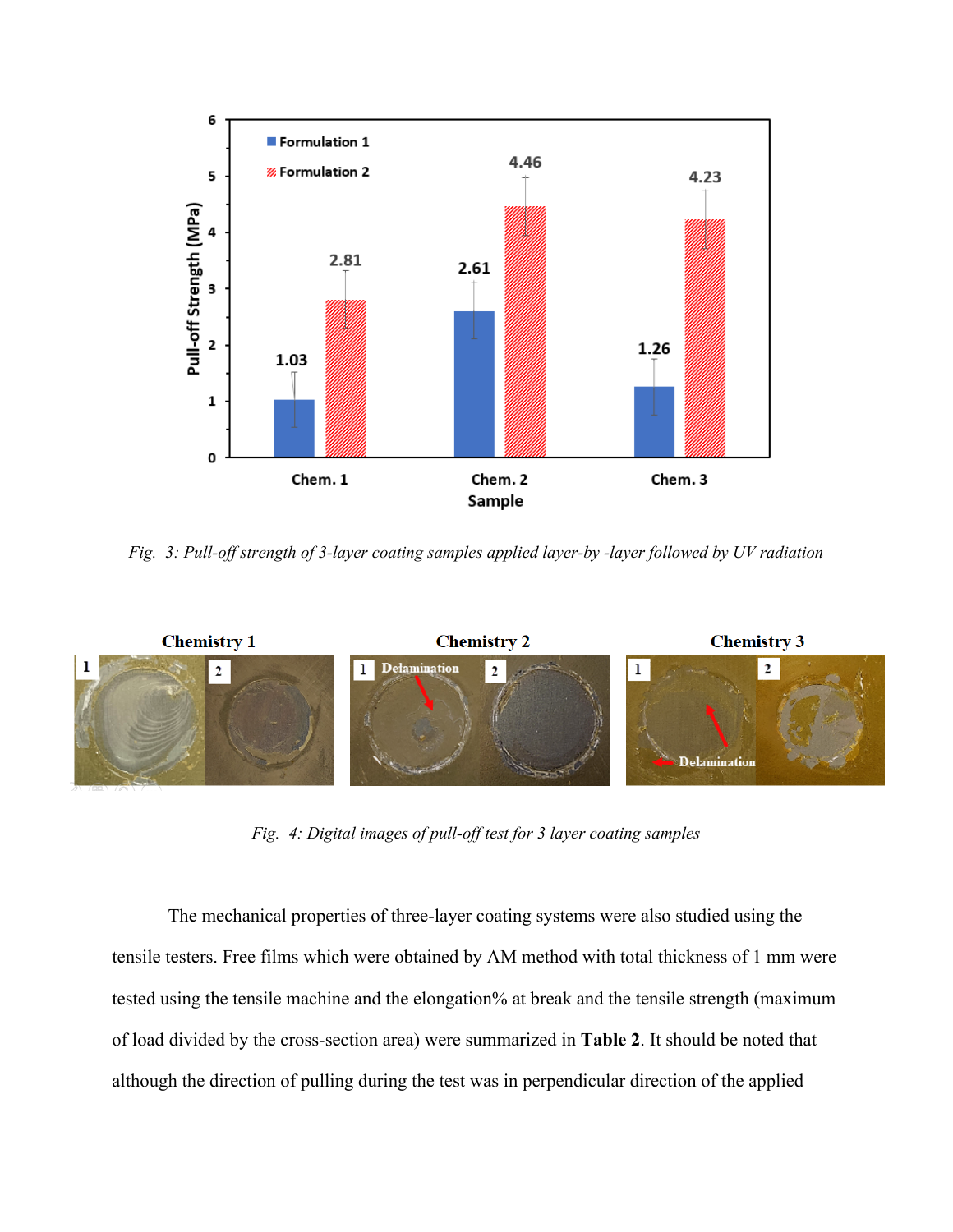*Fig. 3: Pull-off strength of 3-layer coating samples applied layer-by -layer followed by UV radiation*

*Fig. 4: Digital images of pull-off test for 3 layer coating samples*

The mechanical properties of three-layer coating systems were also studied using the tensile testers. Free films which were obtained by AM method with total thickness of 1 mm were tested using the tensile machine and the elongation% at break and the tensile strength (maximum of load divided by the cross-section area) were summarized in **Table 2**. It should be noted that although the direction of pulling during the test was in perpendicular direction of the applied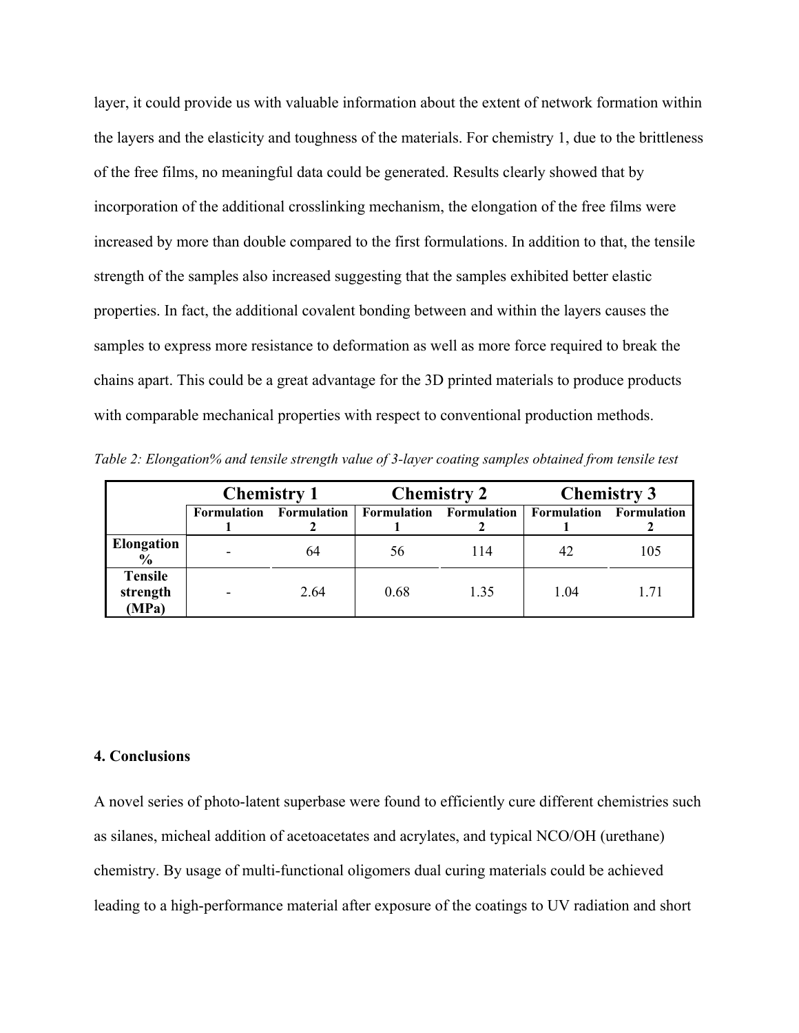layer, it could provide us with valuable information about the extent of network formation within the layers and the elasticity and toughness of the materials. For chemistry 1, due to the brittleness of the free films, no meaningful data could be generated. Results clearly showed that by incorporation of the additional crosslinking mechanism, the elongation of the free films were increased by more than double compared to the first formulations. In addition to that, the tensile strength of the samples also increased suggesting that the samples exhibited better elastic properties. In fact, the additional covalent bonding between and within the layers causes the samples to express more resistance to deformation as well as more force required to break the chains apart. This could be a great advantage for the 3D printed materials to produce products with comparable mechanical properties with respect to conventional production methods.

*Table 2: Elongation% and tensile strength value of 3-layer coating samples obtained from tensile test*

| | **Chemistry 1** | | **Chemistry 2** | | **Chemistry 3** | |
|---|---|---|---|---|---|---|
| | **Formulation 1** | **Formulation 2** | **Formulation 1** | **Formulation 2** | **Formulation 1** | **Formulation 2** |
| **Elongation %** | - | 64 | 56 | 114 | 42 | 105 |
| **Tensile strength (MPa)** | - | 2.64 | 0.68 | 1.35 | 1.04 | 1.71 |

## 4. Conclusions

A novel series of photo-latent superbase were found to efficiently cure different chemistries such as silanes, micheal addition of acetoacetates and acrylates, and typical NCO/OH (urethane) chemistry. By usage of multi-functional oligomers dual curing materials could be achieved leading to a high-performance material after exposure of the coatings to UV radiation and short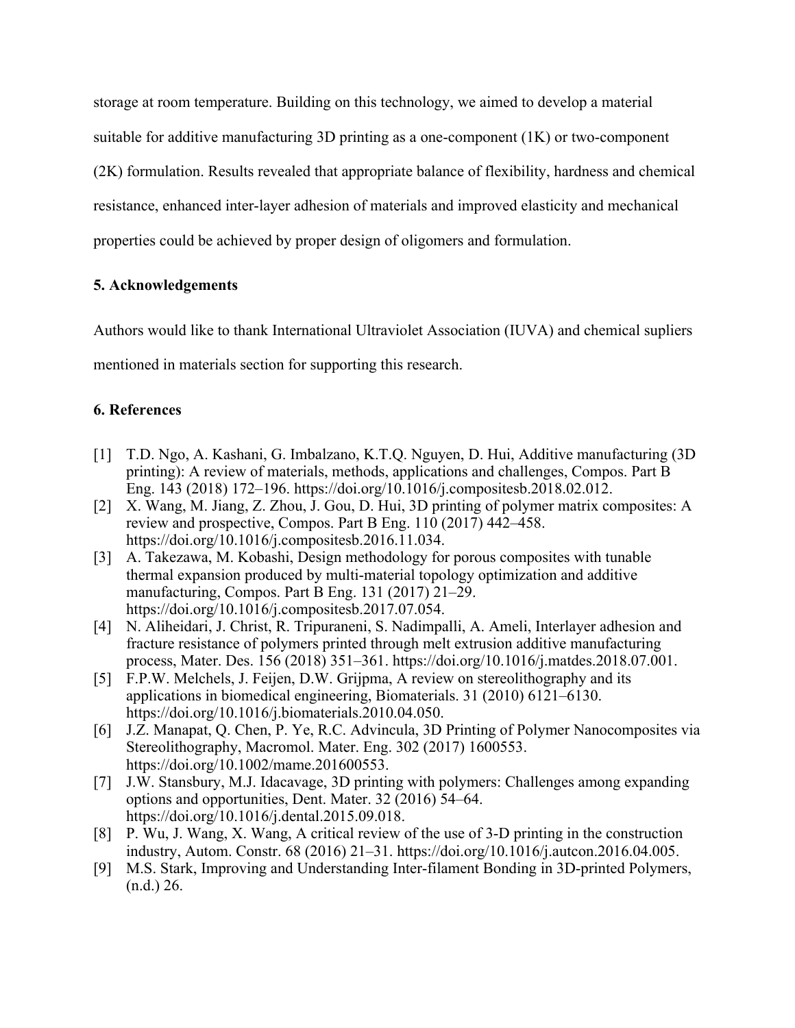storage at room temperature. Building on this technology, we aimed to develop a material suitable for additive manufacturing 3D printing as a one-component (1K) or two-component (2K) formulation. Results revealed that appropriate balance of flexibility, hardness and chemical resistance, enhanced inter-layer adhesion of materials and improved elasticity and mechanical properties could be achieved by proper design of oligomers and formulation.

## 5. Acknowledgements

Authors would like to thank International Ultraviolet Association (IUVA) and chemical supliers mentioned in materials section for supporting this research.

## 6. References

[1] T.D. Ngo, A. Kashani, G. Imbalzano, K.T.Q. Nguyen, D. Hui, Additive manufacturing (3D printing): A review of materials, methods, applications and challenges, Compos. Part B Eng. 143 (2018) 172–196. https://doi.org/10.1016/j.compositesb.2018.02.012.

[2] X. Wang, M. Jiang, Z. Zhou, J. Gou, D. Hui, 3D printing of polymer matrix composites: A review and prospective, Compos. Part B Eng. 110 (2017) 442–458. https://doi.org/10.1016/j.compositesb.2016.11.034.

[3] A. Takezawa, M. Kobashi, Design methodology for porous composites with tunable thermal expansion produced by multi-material topology optimization and additive manufacturing, Compos. Part B Eng. 131 (2017) 21–29. https://doi.org/10.1016/j.compositesb.2017.07.054.

[4] N. Aliheidari, J. Christ, R. Tripuraneni, S. Nadimpalli, A. Ameli, Interlayer adhesion and fracture resistance of polymers printed through melt extrusion additive manufacturing process, Mater. Des. 156 (2018) 351–361. https://doi.org/10.1016/j.matdes.2018.07.001.

[5] F.P.W. Melchels, J. Feijen, D.W. Grijpma, A review on stereolithography and its applications in biomedical engineering, Biomaterials. 31 (2010) 6121–6130. https://doi.org/10.1016/j.biomaterials.2010.04.050.

[6] J.Z. Manapat, Q. Chen, P. Ye, R.C. Advincula, 3D Printing of Polymer Nanocomposites via Stereolithography, Macromol. Mater. Eng. 302 (2017) 1600553. https://doi.org/10.1002/mame.201600553.

[7] J.W. Stansbury, M.J. Idacavage, 3D printing with polymers: Challenges among expanding options and opportunities, Dent. Mater. 32 (2016) 54–64. https://doi.org/10.1016/j.dental.2015.09.018.

[8] P. Wu, J. Wang, X. Wang, A critical review of the use of 3-D printing in the construction industry, Autom. Constr. 68 (2016) 21–31. https://doi.org/10.1016/j.autcon.2016.04.005.

[9] M.S. Stark, Improving and Understanding Inter-filament Bonding in 3D-printed Polymers, (n.d.) 26.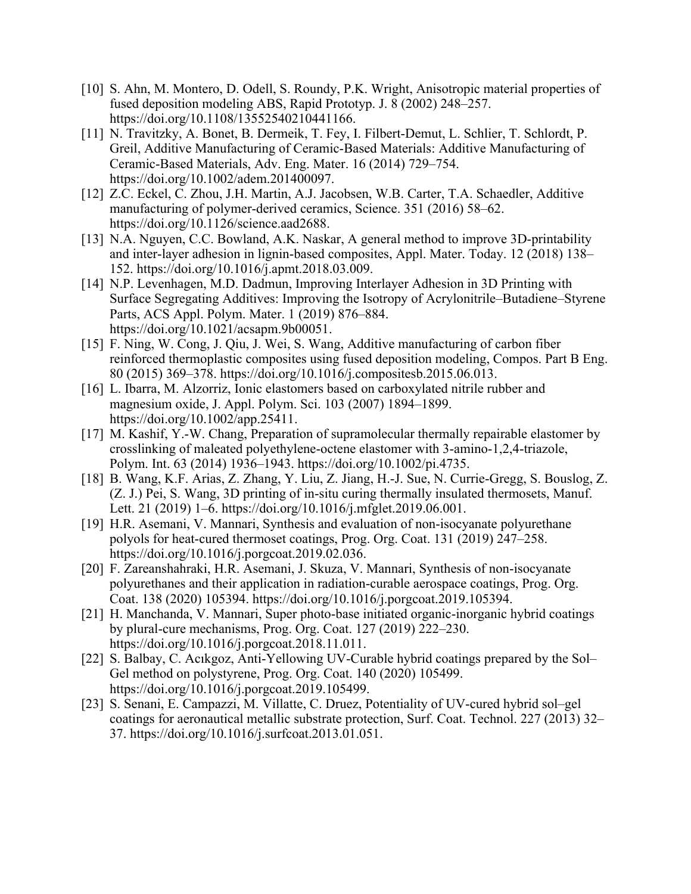[10] S. Ahn, M. Montero, D. Odell, S. Roundy, P.K. Wright, Anisotropic material properties of fused deposition modeling ABS, Rapid Prototyp. J. 8 (2002) 248–257. https://doi.org/10.1108/13552540210441166.

[11] N. Travitzky, A. Bonet, B. Dermeik, T. Fey, I. Filbert-Demut, L. Schlier, T. Schlordt, P. Greil, Additive Manufacturing of Ceramic-Based Materials: Additive Manufacturing of Ceramic-Based Materials, Adv. Eng. Mater. 16 (2014) 729–754. https://doi.org/10.1002/adem.201400097.

[12] Z.C. Eckel, C. Zhou, J.H. Martin, A.J. Jacobsen, W.B. Carter, T.A. Schaedler, Additive manufacturing of polymer-derived ceramics, Science. 351 (2016) 58–62. https://doi.org/10.1126/science.aad2688.

[13] N.A. Nguyen, C.C. Bowland, A.K. Naskar, A general method to improve 3D-printability and inter-layer adhesion in lignin-based composites, Appl. Mater. Today. 12 (2018) 138–152. https://doi.org/10.1016/j.apmt.2018.03.009.

[14] N.P. Levenhagen, M.D. Dadmun, Improving Interlayer Adhesion in 3D Printing with Surface Segregating Additives: Improving the Isotropy of Acrylonitrile–Butadiene–Styrene Parts, ACS Appl. Polym. Mater. 1 (2019) 876–884. https://doi.org/10.1021/acsapm.9b00051.

[15] F. Ning, W. Cong, J. Qiu, J. Wei, S. Wang, Additive manufacturing of carbon fiber reinforced thermoplastic composites using fused deposition modeling, Compos. Part B Eng. 80 (2015) 369–378. https://doi.org/10.1016/j.compositesb.2015.06.013.

[16] L. Ibarra, M. Alzorriz, Ionic elastomers based on carboxylated nitrile rubber and magnesium oxide, J. Appl. Polym. Sci. 103 (2007) 1894–1899. https://doi.org/10.1002/app.25411.

[17] M. Kashif, Y.-W. Chang, Preparation of supramolecular thermally repairable elastomer by crosslinking of maleated polyethylene-octene elastomer with 3-amino-1,2,4-triazole, Polym. Int. 63 (2014) 1936–1943. https://doi.org/10.1002/pi.4735.

[18] B. Wang, K.F. Arias, Z. Zhang, Y. Liu, Z. Jiang, H.-J. Sue, N. Currie-Gregg, S. Bouslog, Z. (Z. J.) Pei, S. Wang, 3D printing of in-situ curing thermally insulated thermosets, Manuf. Lett. 21 (2019) 1–6. https://doi.org/10.1016/j.mfglet.2019.06.001.

[19] H.R. Asemani, V. Mannari, Synthesis and evaluation of non-isocyanate polyurethane polyols for heat-cured thermoset coatings, Prog. Org. Coat. 131 (2019) 247–258. https://doi.org/10.1016/j.porgcoat.2019.02.036.

[20] F. Zareanshahraki, H.R. Asemani, J. Skuza, V. Mannari, Synthesis of non-isocyanate polyurethanes and their application in radiation-curable aerospace coatings, Prog. Org. Coat. 138 (2020) 105394. https://doi.org/10.1016/j.porgcoat.2019.105394.

[21] H. Manchanda, V. Mannari, Super photo-base initiated organic-inorganic hybrid coatings by plural-cure mechanisms, Prog. Org. Coat. 127 (2019) 222–230. https://doi.org/10.1016/j.porgcoat.2018.11.011.

[22] S. Balbay, C. Acıkgoz, Anti-Yellowing UV-Curable hybrid coatings prepared by the Sol–Gel method on polystyrene, Prog. Org. Coat. 140 (2020) 105499. https://doi.org/10.1016/j.porgcoat.2019.105499.

[23] S. Senani, E. Campazzi, M. Villatte, C. Druez, Potentiality of UV-cured hybrid sol–gel coatings for aeronautical metallic substrate protection, Surf. Coat. Technol. 227 (2013) 32–37. https://doi.org/10.1016/j.surfcoat.2013.01.051.